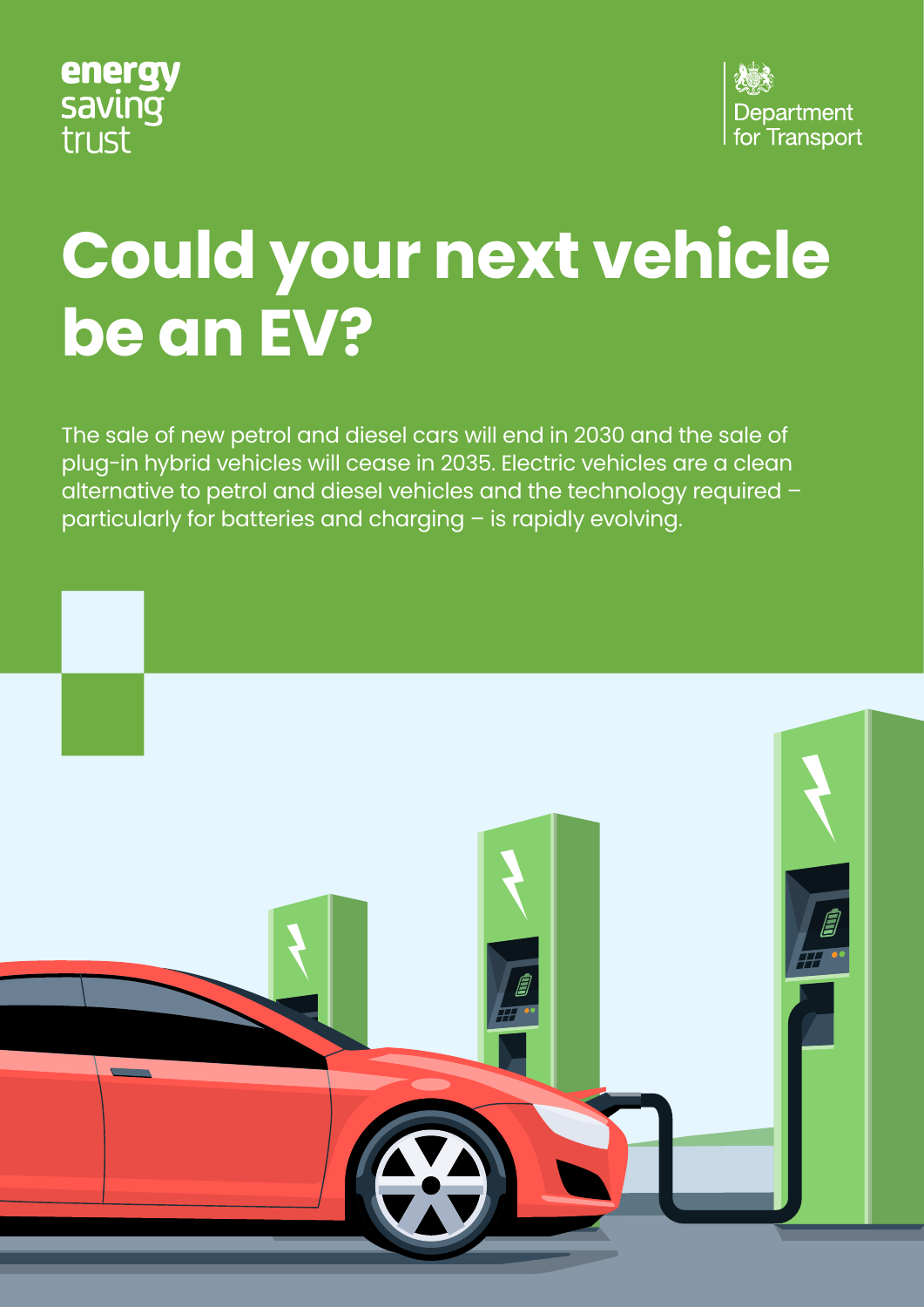energy saving trust

Department for Transport

# Could your next vehicle be an EV?

The sale of new petrol and diesel cars will end in 2030 and the sale of plug-in hybrid vehicles will cease in 2035. Electric vehicles are a clean alternative to petrol and diesel vehicles and the technology required – particularly for batteries and charging – is rapidly evolving.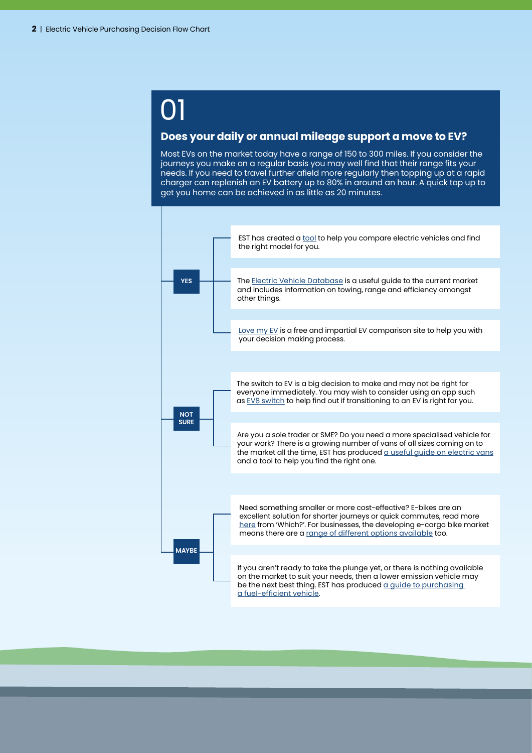# 01

## Does your daily or annual mileage support a move to EV?

Most EVs on the market today have a range of 150 to 300 miles. If you consider the journeys you make on a regular basis you may well find that their range fits your needs. If you need to travel further afield more regularly then topping up at a rapid charger can replenish an EV battery up to 80% in around an hour. A quick top up to get you home can be achieved in as little as 20 minutes.

### YES

- EST has created a tool to help you compare electric vehicles and find the right model for you.
- The Electric Vehicle Database is a useful guide to the current market and includes information on towing, range and efficiency amongst other things.
- Love my EV is a free and impartial EV comparison site to help you with your decision making process.

### NOT SURE

- The switch to EV is a big decision to make and may not be right for everyone immediately. You may wish to consider using an app such as EV8 switch to help find out if transitioning to an EV is right for you.
- Are you a sole trader or SME? Do you need a more specialised vehicle for your work? There is a growing number of vans of all sizes coming on to the market all the time, EST has produced a useful guide on electric vans and a tool to help you find the right one.

### MAYBE

- Need something smaller or more cost-effective? E-bikes are an excellent solution for shorter journeys or quick commutes, read more here from 'Which?'. For businesses, the developing e-cargo bike market means there are a range of different options available too.
- If you aren't ready to take the plunge yet, or there is nothing available on the market to suit your needs, then a lower emission vehicle may be the next best thing. EST has produced a guide to purchasing a fuel-efficient vehicle.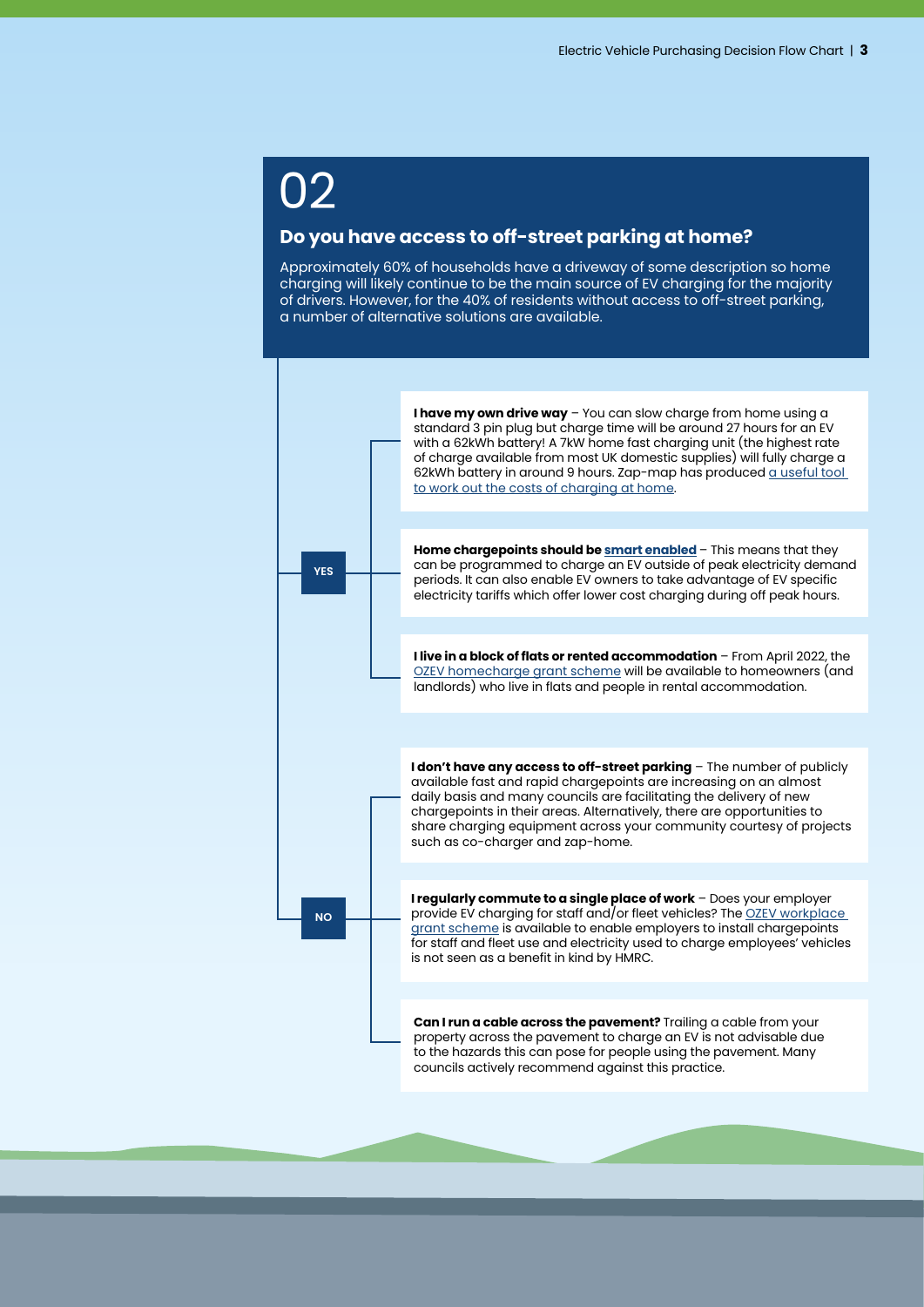# 02

## Do you have access to off-street parking at home?

Approximately 60% of households have a driveway of some description so home charging will likely continue to be the main source of EV charging for the majority of drivers. However, for the 40% of residents without access to off-street parking, a number of alternative solutions are available.

### YES

**I have my own drive way** – You can slow charge from home using a standard 3 pin plug but charge time will be around 27 hours for an EV with a 62kWh battery! A 7kW home fast charging unit (the highest rate of charge available from most UK domestic supplies) will fully charge a 62kWh battery in around 9 hours. Zap-map has produced a useful tool to work out the costs of charging at home.

**Home chargepoints should be smart enabled** – This means that they can be programmed to charge an EV outside of peak electricity demand periods. It can also enable EV owners to take advantage of EV specific electricity tariffs which offer lower cost charging during off peak hours.

**I live in a block of flats or rented accommodation** – From April 2022, the OZEV homecharge grant scheme will be available to homeowners (and landlords) who live in flats and people in rental accommodation.

### NO

**I don't have any access to off-street parking** – The number of publicly available fast and rapid chargepoints are increasing on an almost daily basis and many councils are facilitating the delivery of new chargepoints in their areas. Alternatively, there are opportunities to share charging equipment across your community courtesy of projects such as co-charger and zap-home.

**I regularly commute to a single place of work** – Does your employer provide EV charging for staff and/or fleet vehicles? The OZEV workplace grant scheme is available to enable employers to install chargepoints for staff and fleet use and electricity used to charge employees' vehicles is not seen as a benefit in kind by HMRC.

**Can I run a cable across the pavement?** Trailing a cable from your property across the pavement to charge an EV is not advisable due to the hazards this can pose for people using the pavement. Many councils actively recommend against this practice.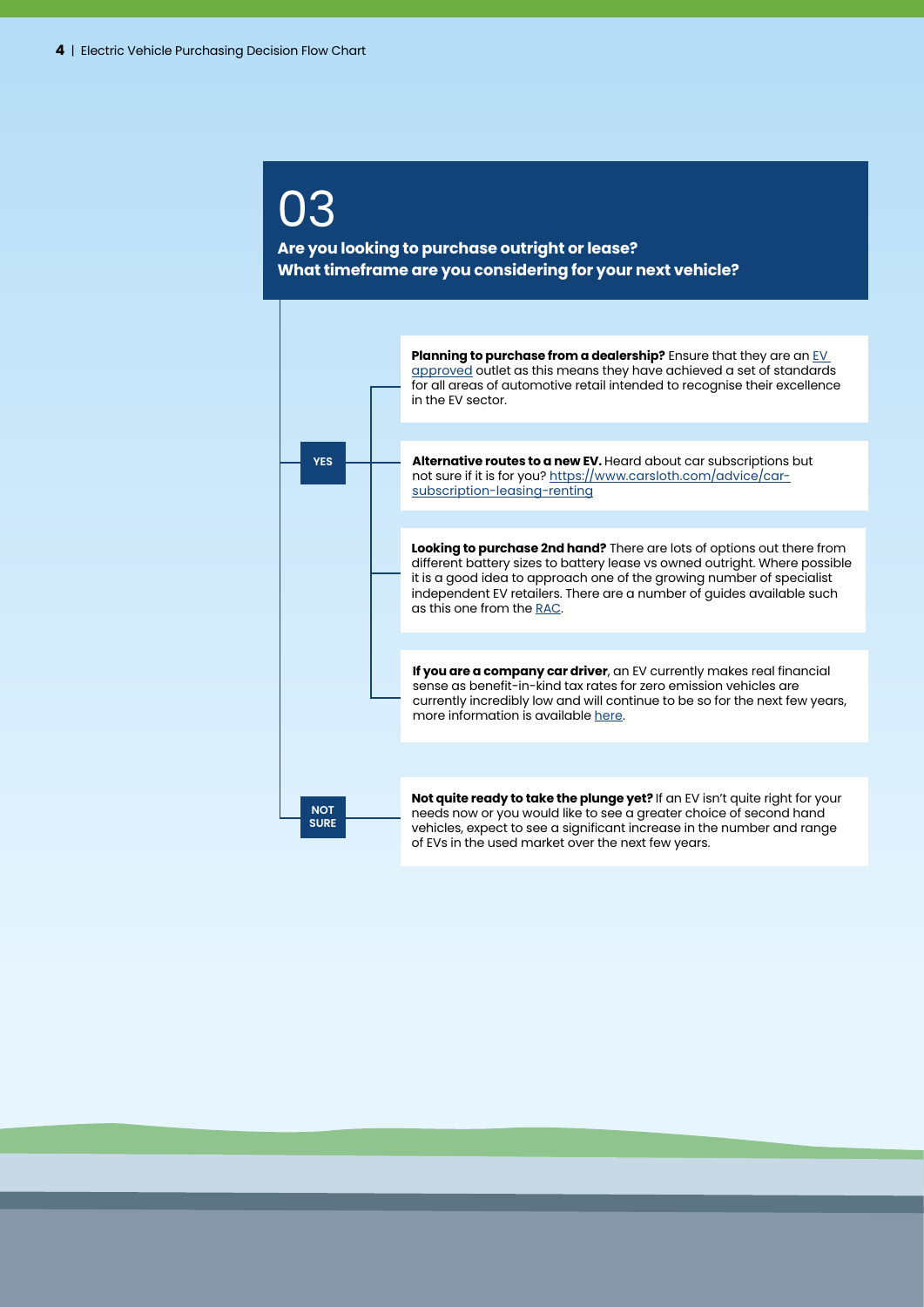## 03

**Are you looking to purchase outright or lease?**
**What timeframe are you considering for your next vehicle?**

### YES

**Planning to purchase from a dealership?** Ensure that they are an EV approved outlet as this means they have achieved a set of standards for all areas of automotive retail intended to recognise their excellence in the EV sector.

**Alternative routes to a new EV.** Heard about car subscriptions but not sure if it is for you? https://www.carsloth.com/advice/car-subscription-leasing-renting

**Looking to purchase 2nd hand?** There are lots of options out there from different battery sizes to battery lease vs owned outright. Where possible it is a good idea to approach one of the growing number of specialist independent EV retailers. There are a number of guides available such as this one from the RAC.

**If you are a company car driver**, an EV currently makes real financial sense as benefit-in-kind tax rates for zero emission vehicles are currently incredibly low and will continue to be so for the next few years, more information is available here.

### NOT SURE

**Not quite ready to take the plunge yet?** If an EV isn't quite right for your needs now or you would like to see a greater choice of second hand vehicles, expect to see a significant increase in the number and range of EVs in the used market over the next few years.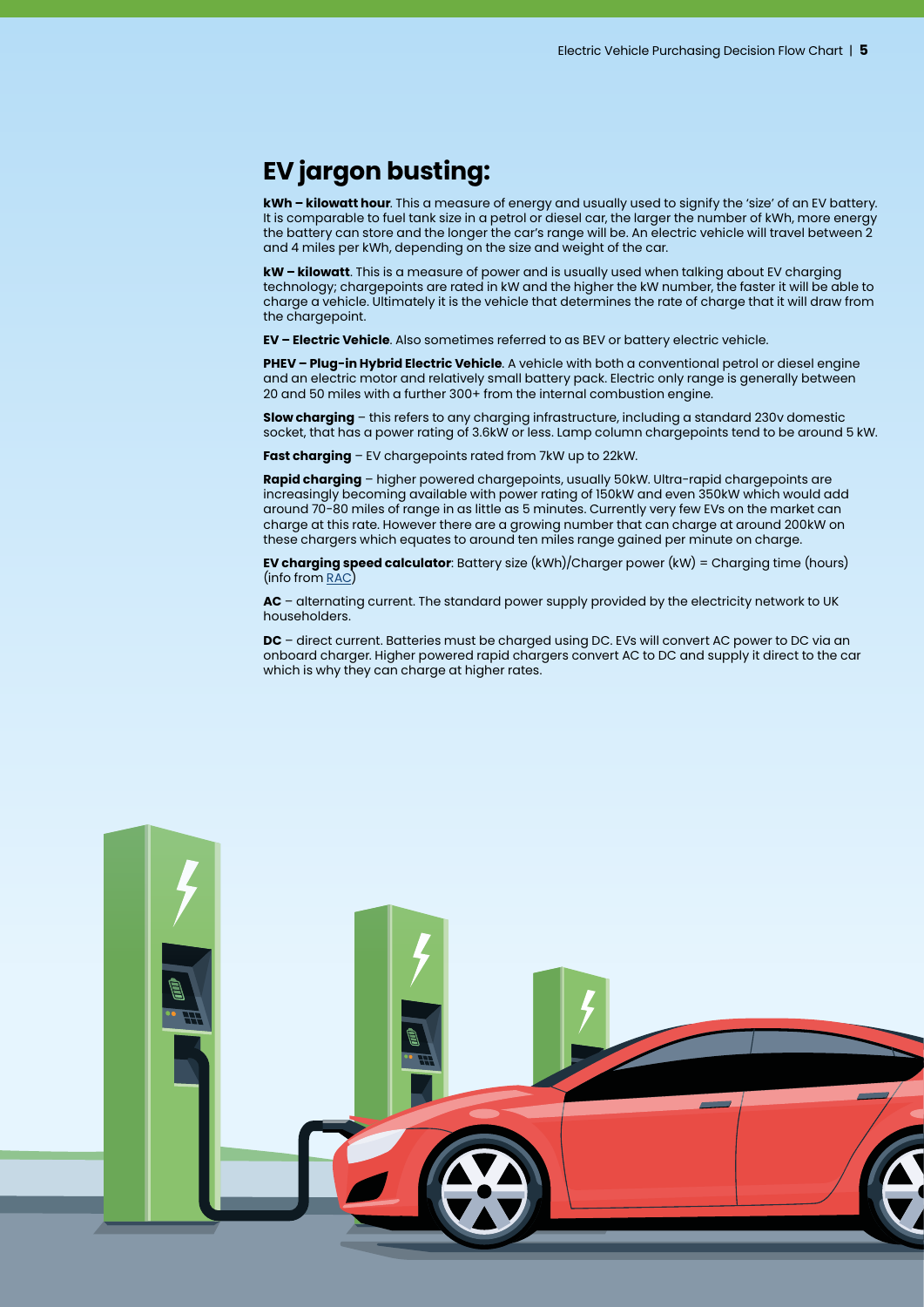## EV jargon busting:

**kWh – kilowatt hour**. This a measure of energy and usually used to signify the 'size' of an EV battery. It is comparable to fuel tank size in a petrol or diesel car, the larger the number of kWh, more energy the battery can store and the longer the car's range will be. An electric vehicle will travel between 2 and 4 miles per kWh, depending on the size and weight of the car.

**kW – kilowatt**. This is a measure of power and is usually used when talking about EV charging technology; chargepoints are rated in kW and the higher the kW number, the faster it will be able to charge a vehicle. Ultimately it is the vehicle that determines the rate of charge that it will draw from the chargepoint.

**EV – Electric Vehicle**. Also sometimes referred to as BEV or battery electric vehicle.

**PHEV – Plug-in Hybrid Electric Vehicle**. A vehicle with both a conventional petrol or diesel engine and an electric motor and relatively small battery pack. Electric only range is generally between 20 and 50 miles with a further 300+ from the internal combustion engine.

**Slow charging** – this refers to any charging infrastructure, including a standard 230v domestic socket, that has a power rating of 3.6kW or less. Lamp column chargepoints tend to be around 5 kW.

**Fast charging** – EV chargepoints rated from 7kW up to 22kW.

**Rapid charging** – higher powered chargepoints, usually 50kW. Ultra-rapid chargepoints are increasingly becoming available with power rating of 150kW and even 350kW which would add around 70-80 miles of range in as little as 5 minutes. Currently very few EVs on the market can charge at this rate. However there are a growing number that can charge at around 200kW on these chargers which equates to around ten miles range gained per minute on charge.

**EV charging speed calculator**: Battery size (kWh)/Charger power (kW) = Charging time (hours) (info from RAC)

**AC** – alternating current. The standard power supply provided by the electricity network to UK householders.

**DC** – direct current. Batteries must be charged using DC. EVs will convert AC power to DC via an onboard charger. Higher powered rapid chargers convert AC to DC and supply it direct to the car which is why they can charge at higher rates.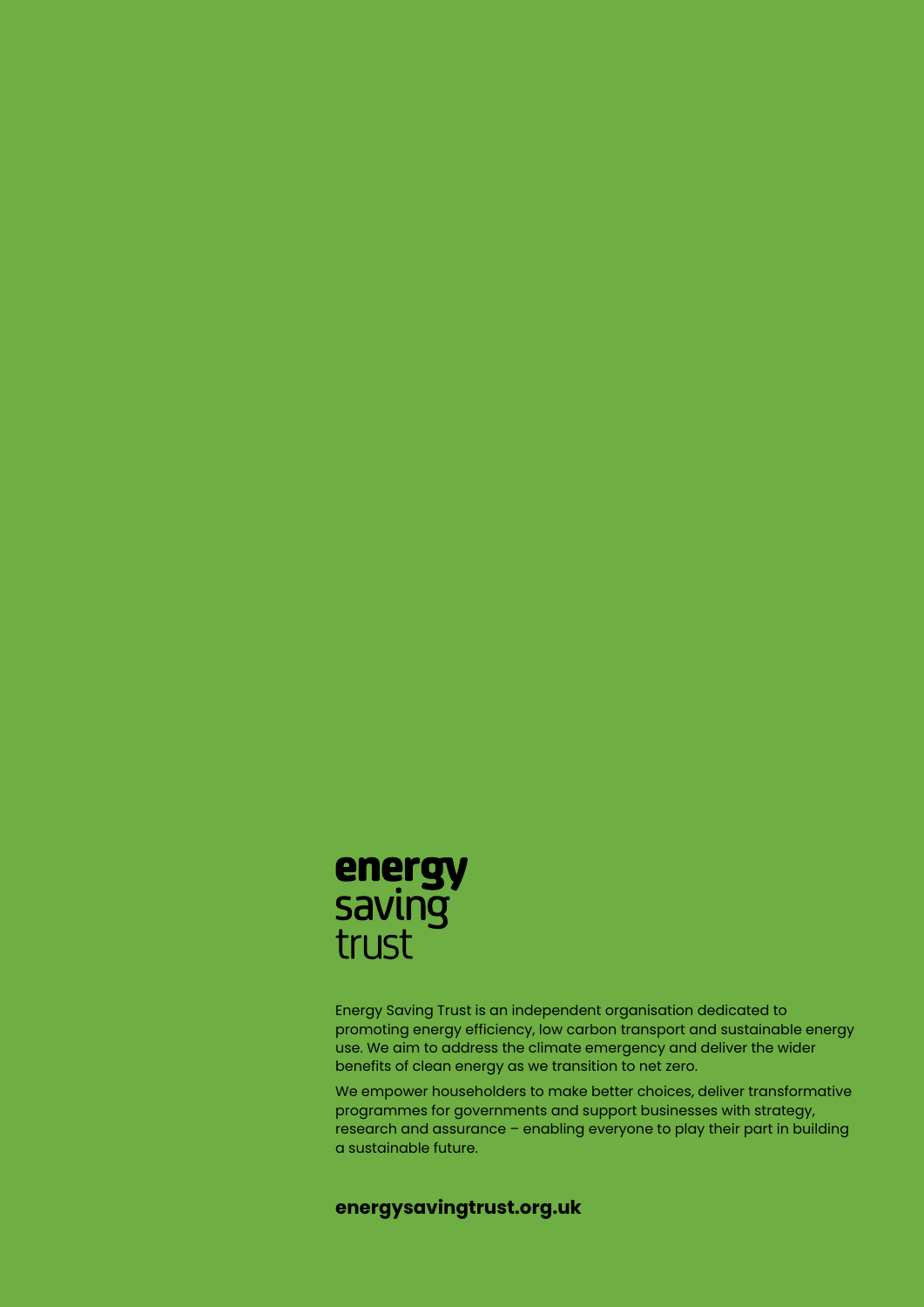energy
saving
trust

Energy Saving Trust is an independent organisation dedicated to promoting energy efficiency, low carbon transport and sustainable energy use. We aim to address the climate emergency and deliver the wider benefits of clean energy as we transition to net zero.

We empower householders to make better choices, deliver transformative programmes for governments and support businesses with strategy, research and assurance – enabling everyone to play their part in building a sustainable future.

**energysavingtrust.org.uk**